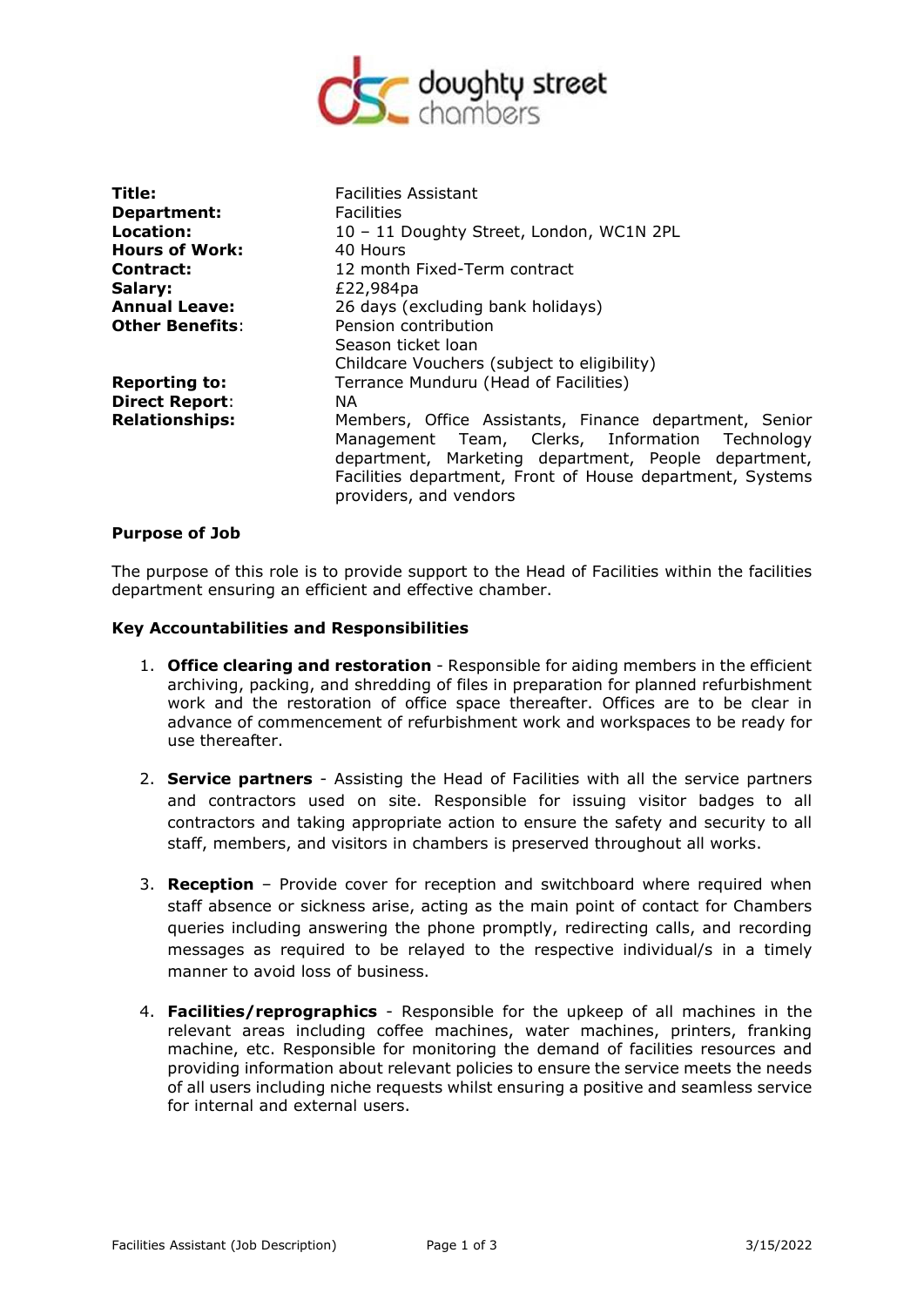| | |
|---|---|
| **Title:** | Facilities Assistant |
| **Department:** | Facilities |
| **Location:** | 10 – 11 Doughty Street, London, WC1N 2PL |
| **Hours of Work:** | 40 Hours |
| **Contract:** | 12 month Fixed-Term contract |
| **Salary:** | £22,984pa |
| **Annual Leave:** | 26 days (excluding bank holidays) |
| **Other Benefits**: | Pension contribution<br>Season ticket loan<br>Childcare Vouchers (subject to eligibility) |
| **Reporting to:** | Terrance Munduru (Head of Facilities) |
| **Direct Report**: | NA |
| **Relationships:** | Members, Office Assistants, Finance department, Senior Management Team, Clerks, Information Technology department, Marketing department, People department, Facilities department, Front of House department, Systems providers, and vendors |

**Purpose of Job**

The purpose of this role is to provide support to the Head of Facilities within the facilities department ensuring an efficient and effective chamber.

**Key Accountabilities and Responsibilities**

1. **Office clearing and restoration** - Responsible for aiding members in the efficient archiving, packing, and shredding of files in preparation for planned refurbishment work and the restoration of office space thereafter. Offices are to be clear in advance of commencement of refurbishment work and workspaces to be ready for use thereafter.

2. **Service partners** - Assisting the Head of Facilities with all the service partners and contractors used on site. Responsible for issuing visitor badges to all contractors and taking appropriate action to ensure the safety and security to all staff, members, and visitors in chambers is preserved throughout all works.

3. **Reception** – Provide cover for reception and switchboard where required when staff absence or sickness arise, acting as the main point of contact for Chambers queries including answering the phone promptly, redirecting calls, and recording messages as required to be relayed to the respective individual/s in a timely manner to avoid loss of business.

4. **Facilities/reprographics** - Responsible for the upkeep of all machines in the relevant areas including coffee machines, water machines, printers, franking machine, etc. Responsible for monitoring the demand of facilities resources and providing information about relevant policies to ensure the service meets the needs of all users including niche requests whilst ensuring a positive and seamless service for internal and external users.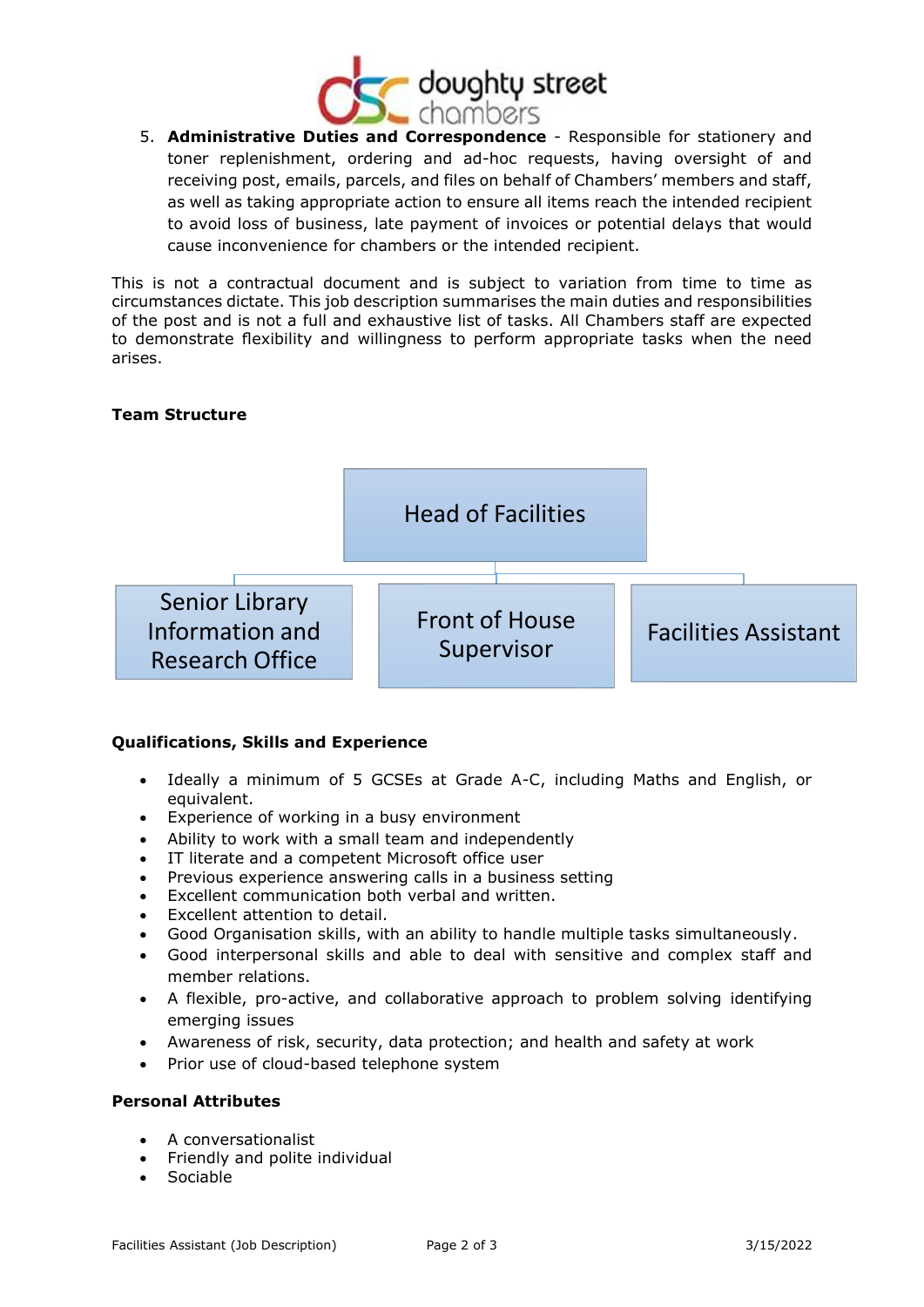5. **Administrative Duties and Correspondence** - Responsible for stationery and toner replenishment, ordering and ad-hoc requests, having oversight of and receiving post, emails, parcels, and files on behalf of Chambers' members and staff, as well as taking appropriate action to ensure all items reach the intended recipient to avoid loss of business, late payment of invoices or potential delays that would cause inconvenience for chambers or the intended recipient.

This is not a contractual document and is subject to variation from time to time as circumstances dictate. This job description summarises the main duties and responsibilities of the post and is not a full and exhaustive list of tasks. All Chambers staff are expected to demonstrate flexibility and willingness to perform appropriate tasks when the need arises.

**Team Structure**

- Head of Facilities
  - Senior Library Information and Research Office
  - Front of House Supervisor
  - Facilities Assistant

**Qualifications, Skills and Experience**

- Ideally a minimum of 5 GCSEs at Grade A-C, including Maths and English, or equivalent.
- Experience of working in a busy environment
- Ability to work with a small team and independently
- IT literate and a competent Microsoft office user
- Previous experience answering calls in a business setting
- Excellent communication both verbal and written.
- Excellent attention to detail.
- Good Organisation skills, with an ability to handle multiple tasks simultaneously.
- Good interpersonal skills and able to deal with sensitive and complex staff and member relations.
- A flexible, pro-active, and collaborative approach to problem solving identifying emerging issues
- Awareness of risk, security, data protection; and health and safety at work
- Prior use of cloud-based telephone system

**Personal Attributes**

- A conversationalist
- Friendly and polite individual
- Sociable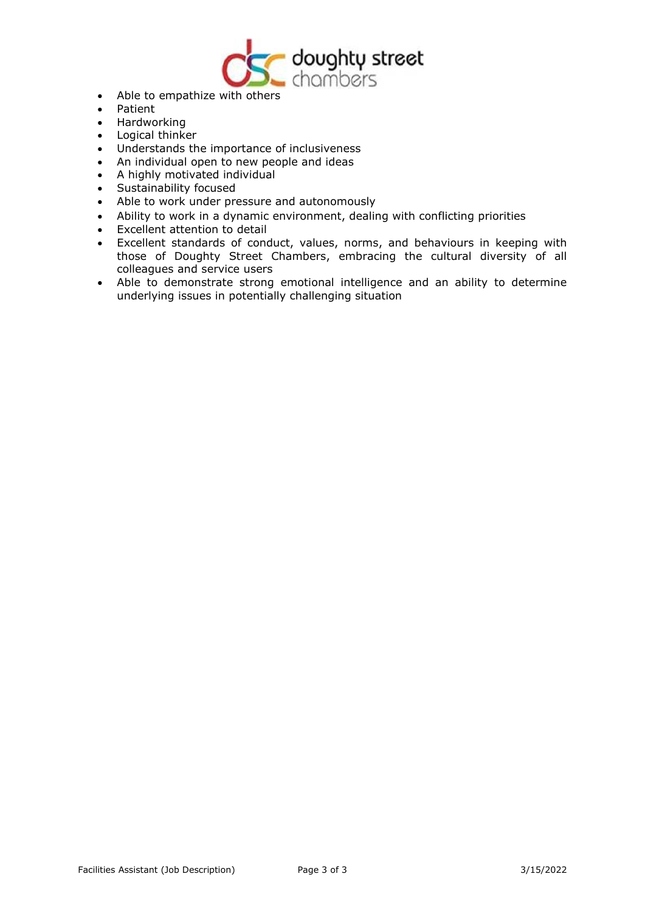- Able to empathize with others
- Patient
- Hardworking
- Logical thinker
- Understands the importance of inclusiveness
- An individual open to new people and ideas
- A highly motivated individual
- Sustainability focused
- Able to work under pressure and autonomously
- Ability to work in a dynamic environment, dealing with conflicting priorities
- Excellent attention to detail
- Excellent standards of conduct, values, norms, and behaviours in keeping with those of Doughty Street Chambers, embracing the cultural diversity of all colleagues and service users
- Able to demonstrate strong emotional intelligence and an ability to determine underlying issues in potentially challenging situation